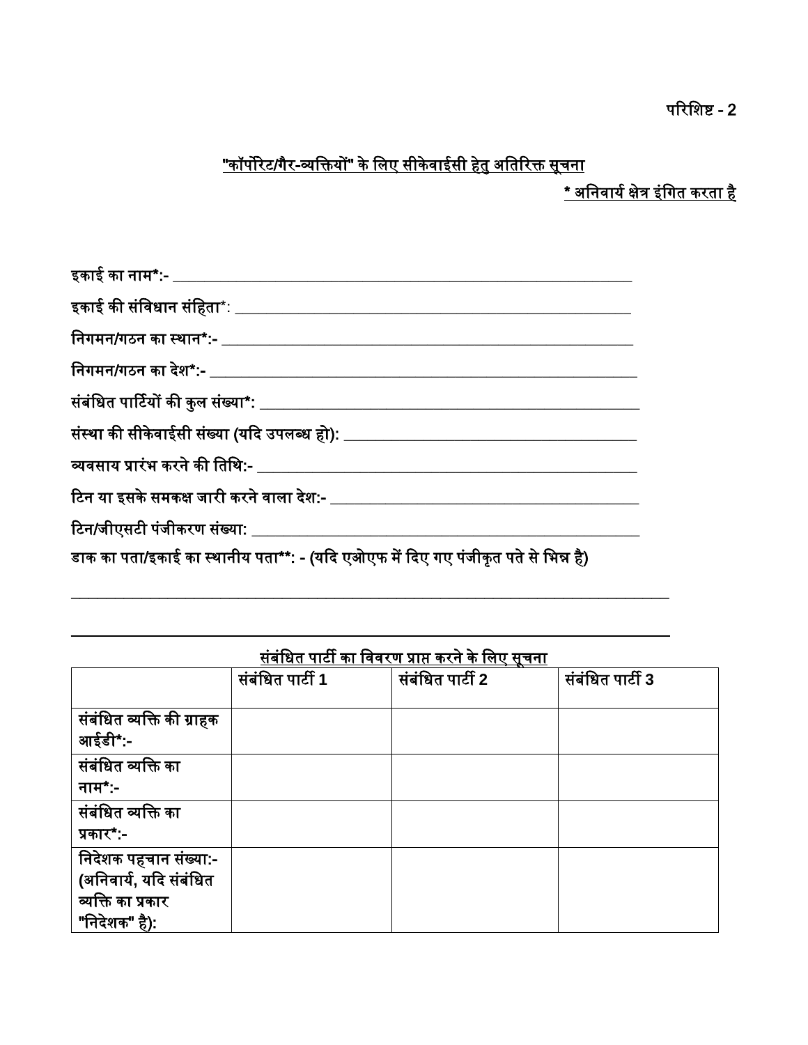परिशिष्ट - 2

## "कॉर्पोरेट/गैर-व्यक्तियों" के लिए सीकेवाईसी हेतु अतिरिक्त सूचना

**\* अनिवार्य क्षेत्र इंगित करता है**

इकाई का नाम*:- ____________________________________________________________

इकाई की संविधान संहिता*: ______________________________________________________

निगमन/गठन का स्थान*:- ________________________________________________________

निगमन/गठन का देश*:- __________________________________________________________

संबंधित पार्टियों की कुल संख्या*: ___________________________________________________

संस्था की सीकेवाईसी संख्या (यदि उपलब्ध हो): _____________________________________

व्यवसाय प्रारंभ करने की तिथि:- ______________________________________________________

टिन या इसके समकक्ष जारी करने वाला देश:- _______________________________________

टिन/जीएसटी पंजीकरण संख्या: _______________________________________________________

डाक का पता/इकाई का स्थानीय पता**: - (यदि एओएफ में दिए गए पंजीकृत पते से भिन्न है)

______________________________________________________________________________

______________________________________________________________________________

### संबंधित पार्टी का विवरण प्राप्त करने के लिए सूचना

| | संबंधित पार्टी 1 | संबंधित पार्टी 2 | संबंधित पार्टी 3 |
|---|---|---|---|
| संबंधित व्यक्ति की ग्राहक आईडी*:- | | | |
| संबंधित व्यक्ति का नाम*:- | | | |
| संबंधित व्यक्ति का प्रकार*:- | | | |
| निदेशक पहचान संख्या:- (अनिवार्य, यदि संबंधित व्यक्ति का प्रकार "निदेशक" है): | | | |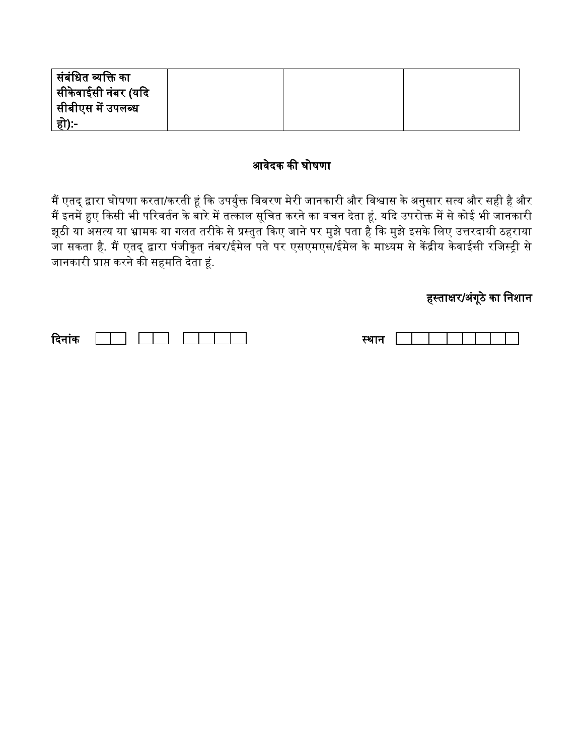| **संबंधित व्यक्ति का सीकेवाईसी नंबर (यदि सीबीएस में उपलब्ध हो):-** | | | |
|---|---|---|---|

**आवेदक की घोषणा**

मैं एतद् द्वारा घोषणा करता/करती हूं कि उपर्युक्त विवरण मेरी जानकारी और विश्वास के अनुसार सत्य और सही है और मैं इनमें हुए किसी भी परिवर्तन के बारे में तत्काल सूचित करने का वचन देता हूं. यदि उपरोक्त में से कोई भी जानकारी झूठी या असत्य या भ्रामक या गलत तरीके से प्रस्तुत किए जाने पर मुझे पता है कि मुझे इसके लिए उत्तरदायी ठहराया जा सकता है. मैं एतद् द्वारा पंजीकृत नंबर/ईमेल पते पर एसएमएस/ईमेल के माध्यम से केंद्रीय केवाईसी रजिस्ट्री से जानकारी प्राप्त करने की सहमति देता हूं.

**हस्ताक्षर/अंगूठे का निशान**

**दिनांक** ☐☐ ☐☐ ☐☐☐☐ **स्थान** ☐☐☐☐☐☐☐☐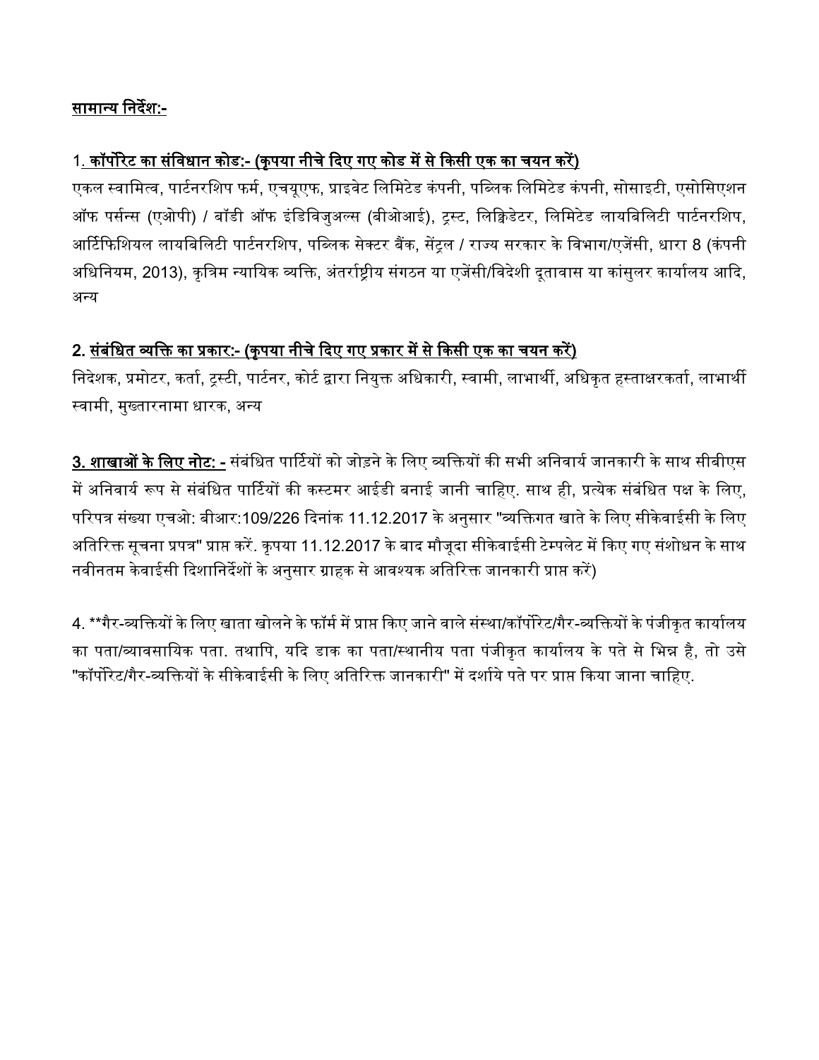<u>सामान्य निर्देश:-</u>

1<u>. कॉर्पोरेट का संविधान कोड:- (कृपया नीचे दिए गए कोड में से किसी एक का चयन करें)</u>

एकल स्वामित्व, पार्टनरशिप फर्म, एचयूएफ, प्राइवेट लिमिटेड कंपनी, पब्लिक लिमिटेड कंपनी, सोसाइटी, एसोसिएशन ऑफ पर्सन्स (एओपी) / बॉडी ऑफ इंडिविजुअल्स (बीओआई), ट्रस्ट, लिक्विडेटर, लिमिटेड लायबिलिटी पार्टनरशिप, आर्टिफिशियल लायबिलिटी पार्टनरशिप, पब्लिक सेक्टर बैंक, सेंट्रल / राज्य सरकार के विभाग/एजेंसी, धारा 8 (कंपनी अधिनियम, 2013), कृत्रिम न्यायिक व्यक्ति, अंतर्राष्ट्रीय संगठन या एजेंसी/विदेशी दूतावास या कांसुलर कार्यालय आदि, अन्य

**2. <u>संबंधित व्यक्ति का प्रकार:- (कृपया नीचे दिए गए प्रकार में से किसी एक का चयन करें)</u>**

निदेशक, प्रमोटर, कर्ता, ट्रस्टी, पार्टनर, कोर्ट द्वारा नियुक्त अधिकारी, स्वामी, लाभार्थी, अधिकृत हस्ताक्षरकर्ता, लाभार्थी स्वामी, मुख्तारनामा धारक, अन्य

**<u>3. शाखाओं के लिए नोट: -</u>** संबंधित पार्टियों को जोड़ने के लिए व्यक्तियों की सभी अनिवार्य जानकारी के साथ सीबीएस में अनिवार्य रूप से संबंधित पार्टियों की कस्टमर आईडी बनाई जानी चाहिए. साथ ही, प्रत्येक संबंधित पक्ष के लिए, परिपत्र संख्या एचओ: बीआर:109/226 दिनांक 11.12.2017 के अनुसार "व्यक्तिगत खाते के लिए सीकेवाईसी के लिए अतिरिक्त सूचना प्रपत्र" प्राप्त करें. कृपया 11.12.2017 के बाद मौजूदा सीकेवाईसी टेम्पलेट में किए गए संशोधन के साथ नवीनतम केवाईसी दिशानिर्देशों के अनुसार ग्राहक से आवश्यक अतिरिक्त जानकारी प्राप्त करें)

4. **गैर-व्यक्तियों के लिए खाता खोलने के फॉर्म में प्राप्त किए जाने वाले संस्था/कॉर्पोरेट/गैर-व्यक्तियों के पंजीकृत कार्यालय का पता/व्यावसायिक पता. तथापि, यदि डाक का पता/स्थानीय पता पंजीकृत कार्यालय के पते से भिन्न है, तो उसे "कॉर्पोरेट/गैर-व्यक्तियों के सीकेवाईसी के लिए अतिरिक्त जानकारी" में दर्शाये पते पर प्राप्त किया जाना चाहिए.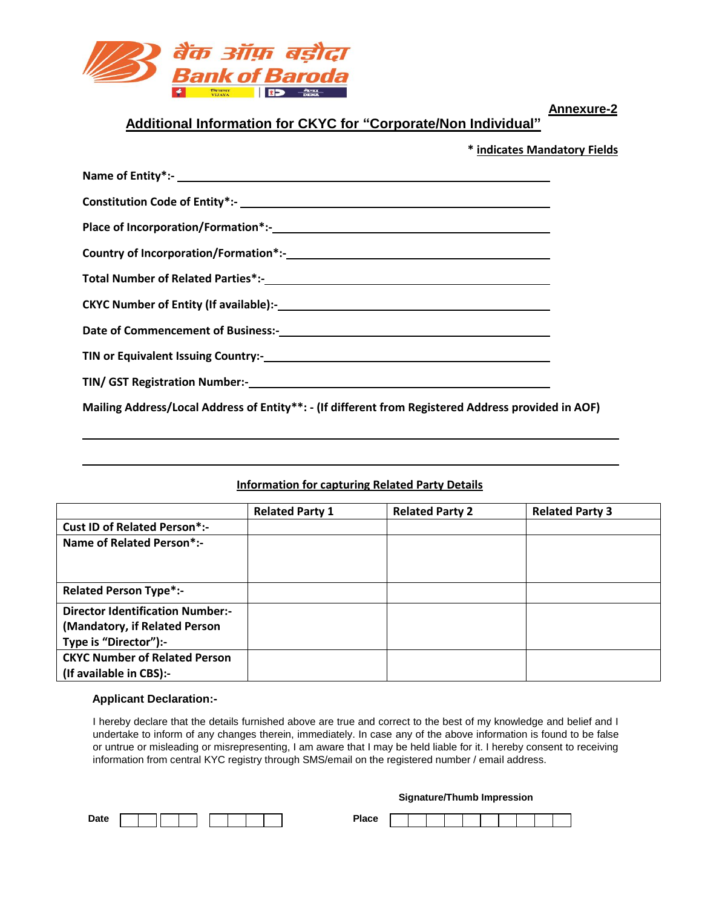बैंक ऑफ़ बड़ौदा
Bank of Baroda

**Annexure-2**

## Additional Information for CKYC for "Corporate/Non Individual"

**\* indicates Mandatory Fields**

**Name of Entity\*:-** ______________________________

**Constitution Code of Entity\*:-** ______________________________

**Place of Incorporation/Formation\*:-** ______________________________

**Country of Incorporation/Formation\*:-** ______________________________

**Total Number of Related Parties\*:-** ______________________________

**CKYC Number of Entity (If available):-** ______________________________

**Date of Commencement of Business:-** ______________________________

**TIN or Equivalent Issuing Country:-** ______________________________

**TIN/ GST Registration Number:-** ______________________________

**Mailing Address/Local Address of Entity\*\*: - (If different from Registered Address provided in AOF)**

______________________________

______________________________

### Information for capturing Related Party Details

| | Related Party 1 | Related Party 2 | Related Party 3 |
|---|---|---|---|
| **Cust ID of Related Person\*:-** | | | |
| **Name of Related Person\*:-** | | | |
| **Related Person Type\*:-** | | | |
| **Director Identification Number:- (Mandatory, if Related Person Type is "Director"):-** | | | |
| **CKYC Number of Related Person (If available in CBS):-** | | | |

**Applicant Declaration:-**

I hereby declare that the details furnished above are true and correct to the best of my knowledge and belief and I undertake to inform of any changes therein, immediately. In case any of the above information is found to be false or untrue or misleading or misrepresenting, I am aware that I may be held liable for it. I hereby consent to receiving information from central KYC registry through SMS/email on the registered number / email address.

**Signature/Thumb Impression**

**Date** | | | | | | | | | | **Place** | | | | | | | | | | |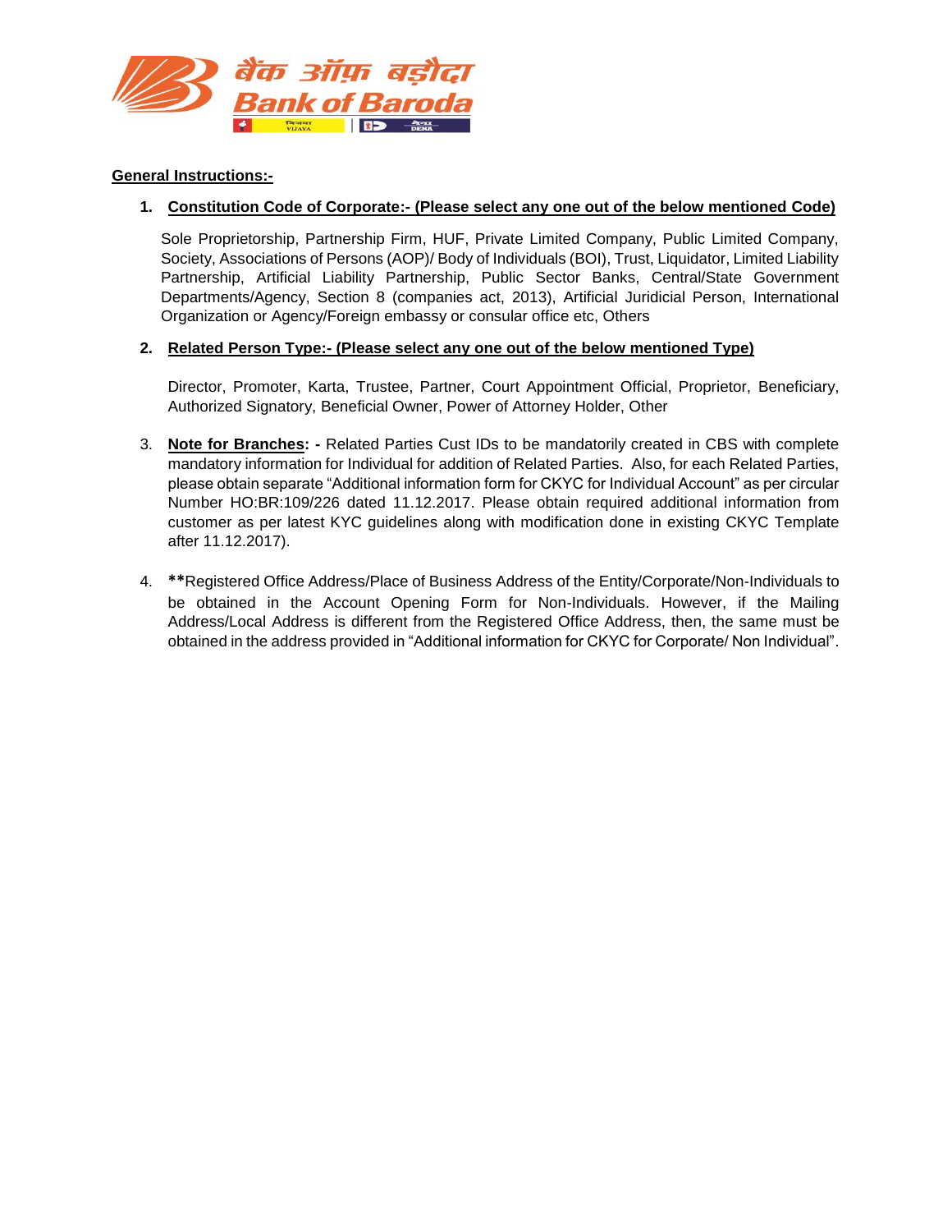**General Instructions:-**

1. **Constitution Code of Corporate:- (Please select any one out of the below mentioned Code)**

   Sole Proprietorship, Partnership Firm, HUF, Private Limited Company, Public Limited Company, Society, Associations of Persons (AOP)/ Body of Individuals (BOI), Trust, Liquidator, Limited Liability Partnership, Artificial Liability Partnership, Public Sector Banks, Central/State Government Departments/Agency, Section 8 (companies act, 2013), Artificial Juridicial Person, International Organization or Agency/Foreign embassy or consular office etc, Others

2. **Related Person Type:- (Please select any one out of the below mentioned Type)**

   Director, Promoter, Karta, Trustee, Partner, Court Appointment Official, Proprietor, Beneficiary, Authorized Signatory, Beneficial Owner, Power of Attorney Holder, Other

3. **Note for Branches: -** Related Parties Cust IDs to be mandatorily created in CBS with complete mandatory information for Individual for addition of Related Parties. Also, for each Related Parties, please obtain separate "Additional information form for CKYC for Individual Account" as per circular Number HO:BR:109/226 dated 11.12.2017. Please obtain required additional information from customer as per latest KYC guidelines along with modification done in existing CKYC Template after 11.12.2017).

4. **\*\***Registered Office Address/Place of Business Address of the Entity/Corporate/Non-Individuals to be obtained in the Account Opening Form for Non-Individuals. However, if the Mailing Address/Local Address is different from the Registered Office Address, then, the same must be obtained in the address provided in "Additional information for CKYC for Corporate/ Non Individual".